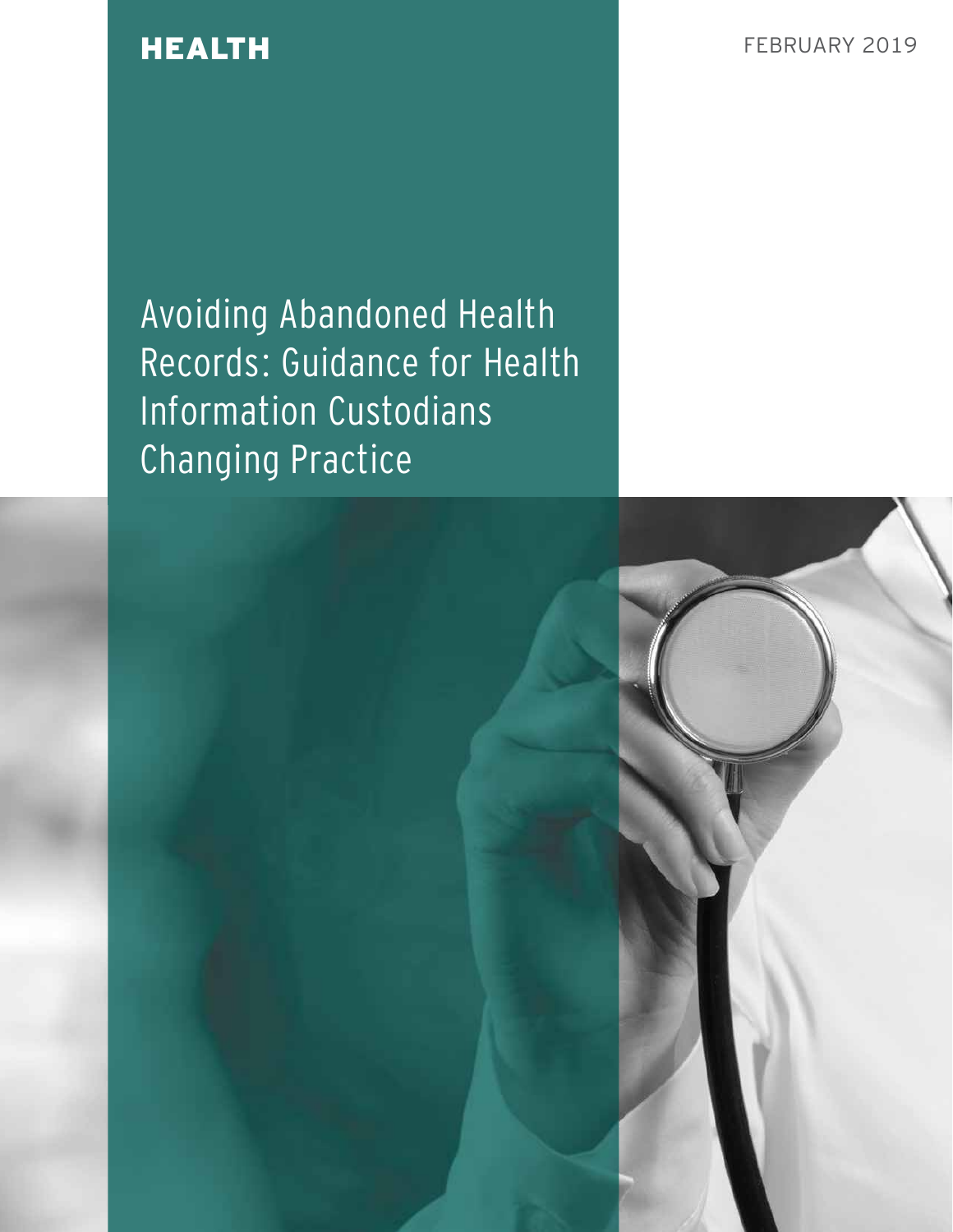HEALTH

FEBRUARY 2019

# Avoiding Abandoned Health Records: Guidance for Health Information Custodians Changing Practice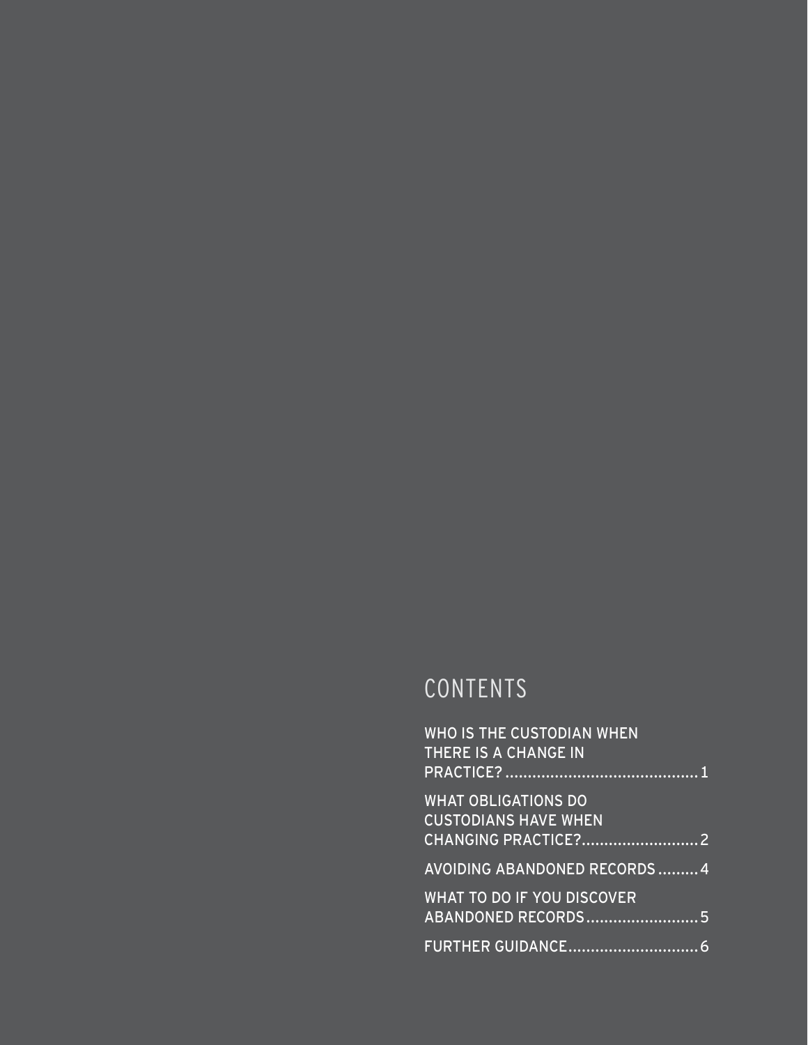## CONTENTS

WHO IS THE CUSTODIAN WHEN THERE IS A CHANGE IN PRACTICE? .......................................... 1

WHAT OBLIGATIONS DO CUSTODIANS HAVE WHEN CHANGING PRACTICE?.......................... 2

AVOIDING ABANDONED RECORDS ......... 4

WHAT TO DO IF YOU DISCOVER ABANDONED RECORDS......................... 5

FURTHER GUIDANCE............................. 6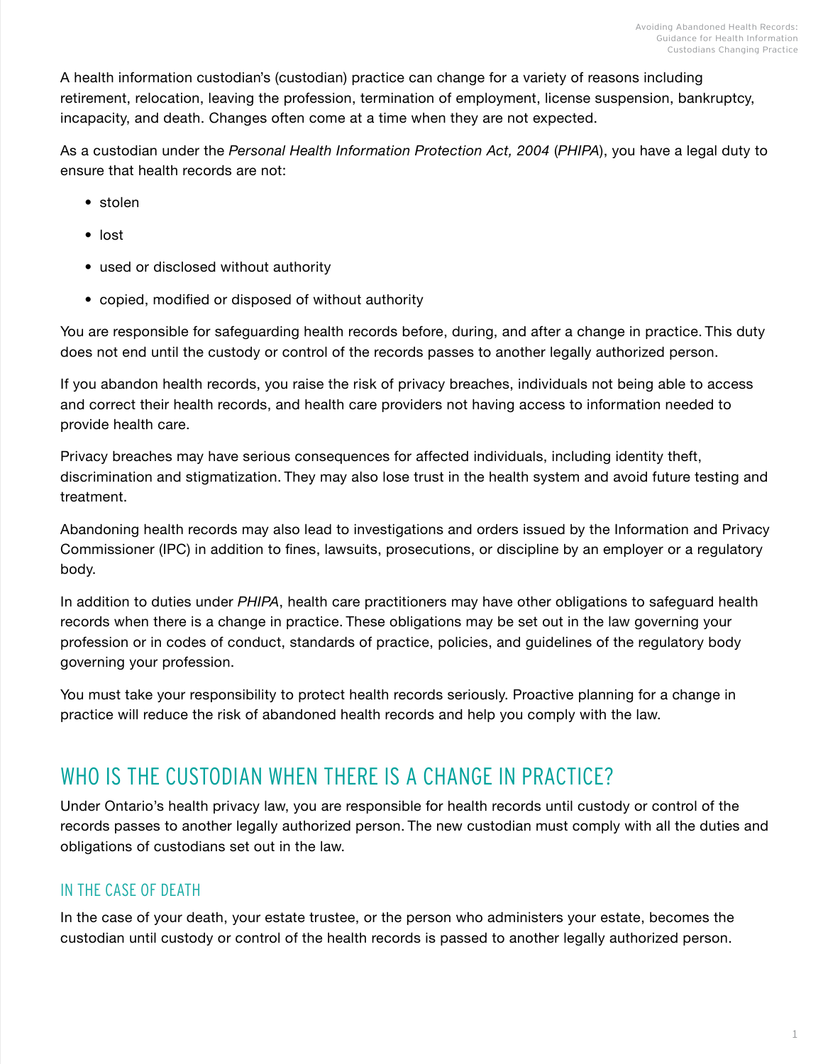A health information custodian's (custodian) practice can change for a variety of reasons including retirement, relocation, leaving the profession, termination of employment, license suspension, bankruptcy, incapacity, and death. Changes often come at a time when they are not expected.

As a custodian under the *Personal Health Information Protection Act, 2004* (*PHIPA*), you have a legal duty to ensure that health records are not:

- stolen
- lost
- used or disclosed without authority
- copied, modified or disposed of without authority

You are responsible for safeguarding health records before, during, and after a change in practice. This duty does not end until the custody or control of the records passes to another legally authorized person.

If you abandon health records, you raise the risk of privacy breaches, individuals not being able to access and correct their health records, and health care providers not having access to information needed to provide health care.

Privacy breaches may have serious consequences for affected individuals, including identity theft, discrimination and stigmatization. They may also lose trust in the health system and avoid future testing and treatment.

Abandoning health records may also lead to investigations and orders issued by the Information and Privacy Commissioner (IPC) in addition to fines, lawsuits, prosecutions, or discipline by an employer or a regulatory body.

In addition to duties under *PHIPA*, health care practitioners may have other obligations to safeguard health records when there is a change in practice. These obligations may be set out in the law governing your profession or in codes of conduct, standards of practice, policies, and guidelines of the regulatory body governing your profession.

You must take your responsibility to protect health records seriously. Proactive planning for a change in practice will reduce the risk of abandoned health records and help you comply with the law.

## WHO IS THE CUSTODIAN WHEN THERE IS A CHANGE IN PRACTICE?

Under Ontario's health privacy law, you are responsible for health records until custody or control of the records passes to another legally authorized person. The new custodian must comply with all the duties and obligations of custodians set out in the law.

### IN THE CASE OF DEATH

In the case of your death, your estate trustee, or the person who administers your estate, becomes the custodian until custody or control of the health records is passed to another legally authorized person.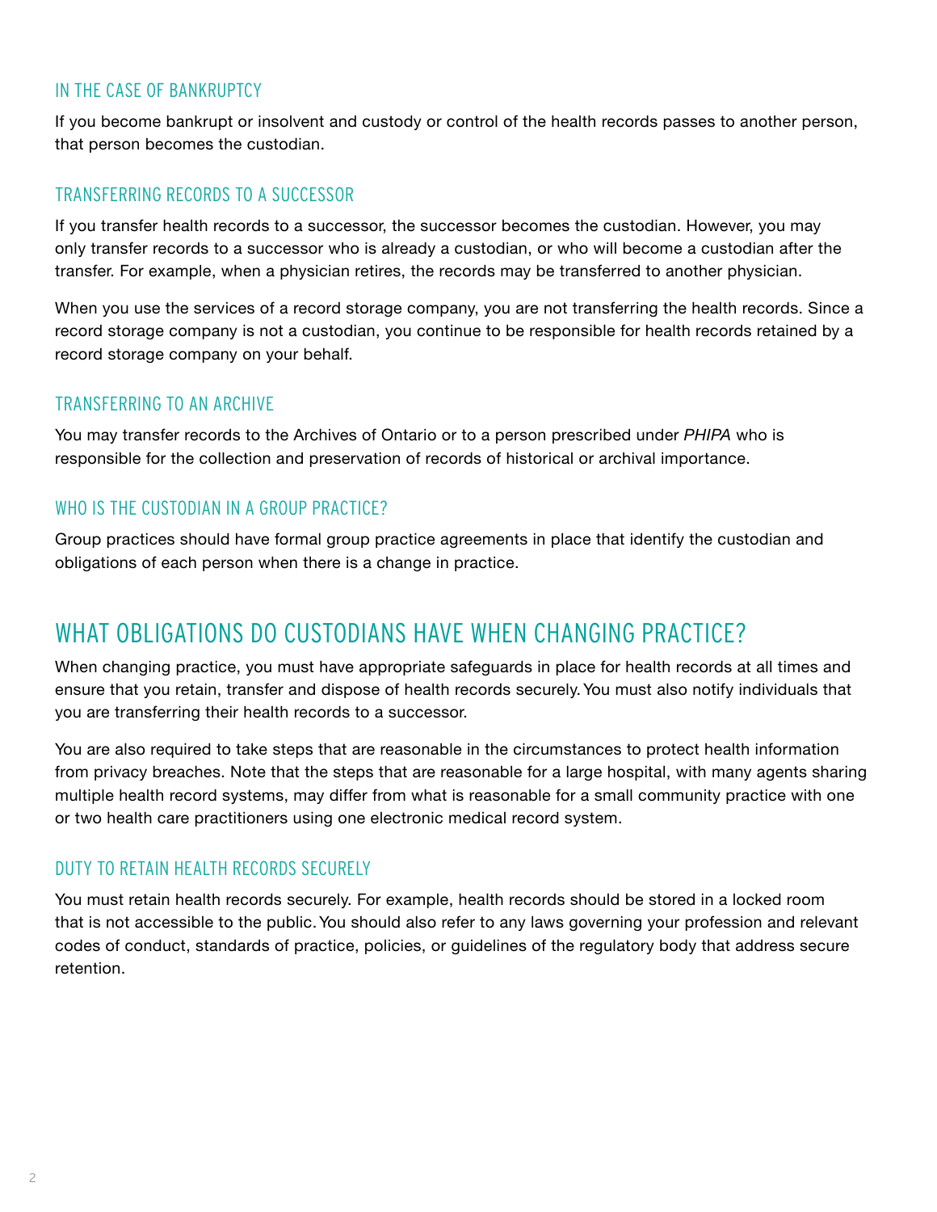### IN THE CASE OF BANKRUPTCY

If you become bankrupt or insolvent and custody or control of the health records passes to another person, that person becomes the custodian.

### TRANSFERRING RECORDS TO A SUCCESSOR

If you transfer health records to a successor, the successor becomes the custodian. However, you may only transfer records to a successor who is already a custodian, or who will become a custodian after the transfer. For example, when a physician retires, the records may be transferred to another physician.

When you use the services of a record storage company, you are not transferring the health records. Since a record storage company is not a custodian, you continue to be responsible for health records retained by a record storage company on your behalf.

### TRANSFERRING TO AN ARCHIVE

You may transfer records to the Archives of Ontario or to a person prescribed under *PHIPA* who is responsible for the collection and preservation of records of historical or archival importance.

### WHO IS THE CUSTODIAN IN A GROUP PRACTICE?

Group practices should have formal group practice agreements in place that identify the custodian and obligations of each person when there is a change in practice.

## WHAT OBLIGATIONS DO CUSTODIANS HAVE WHEN CHANGING PRACTICE?

When changing practice, you must have appropriate safeguards in place for health records at all times and ensure that you retain, transfer and dispose of health records securely. You must also notify individuals that you are transferring their health records to a successor.

You are also required to take steps that are reasonable in the circumstances to protect health information from privacy breaches. Note that the steps that are reasonable for a large hospital, with many agents sharing multiple health record systems, may differ from what is reasonable for a small community practice with one or two health care practitioners using one electronic medical record system.

### DUTY TO RETAIN HEALTH RECORDS SECURELY

You must retain health records securely. For example, health records should be stored in a locked room that is not accessible to the public. You should also refer to any laws governing your profession and relevant codes of conduct, standards of practice, policies, or guidelines of the regulatory body that address secure retention.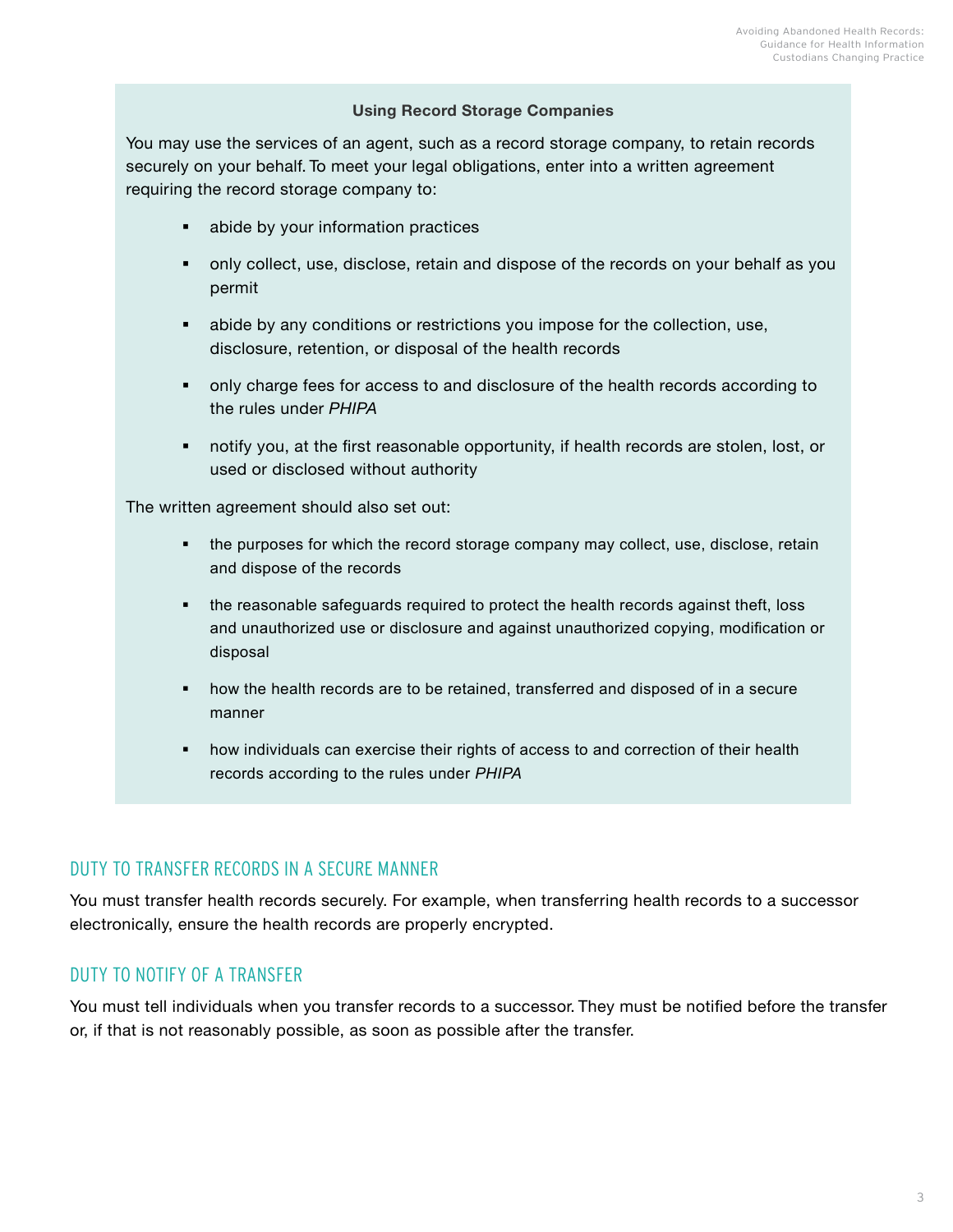**Using Record Storage Companies**

You may use the services of an agent, such as a record storage company, to retain records securely on your behalf. To meet your legal obligations, enter into a written agreement requiring the record storage company to:

- abide by your information practices
- only collect, use, disclose, retain and dispose of the records on your behalf as you permit
- abide by any conditions or restrictions you impose for the collection, use, disclosure, retention, or disposal of the health records
- only charge fees for access to and disclosure of the health records according to the rules under *PHIPA*
- notify you, at the first reasonable opportunity, if health records are stolen, lost, or used or disclosed without authority

The written agreement should also set out:

- the purposes for which the record storage company may collect, use, disclose, retain and dispose of the records
- the reasonable safeguards required to protect the health records against theft, loss and unauthorized use or disclosure and against unauthorized copying, modification or disposal
- how the health records are to be retained, transferred and disposed of in a secure manner
- how individuals can exercise their rights of access to and correction of their health records according to the rules under *PHIPA*

## DUTY TO TRANSFER RECORDS IN A SECURE MANNER

You must transfer health records securely. For example, when transferring health records to a successor electronically, ensure the health records are properly encrypted.

## DUTY TO NOTIFY OF A TRANSFER

You must tell individuals when you transfer records to a successor. They must be notified before the transfer or, if that is not reasonably possible, as soon as possible after the transfer.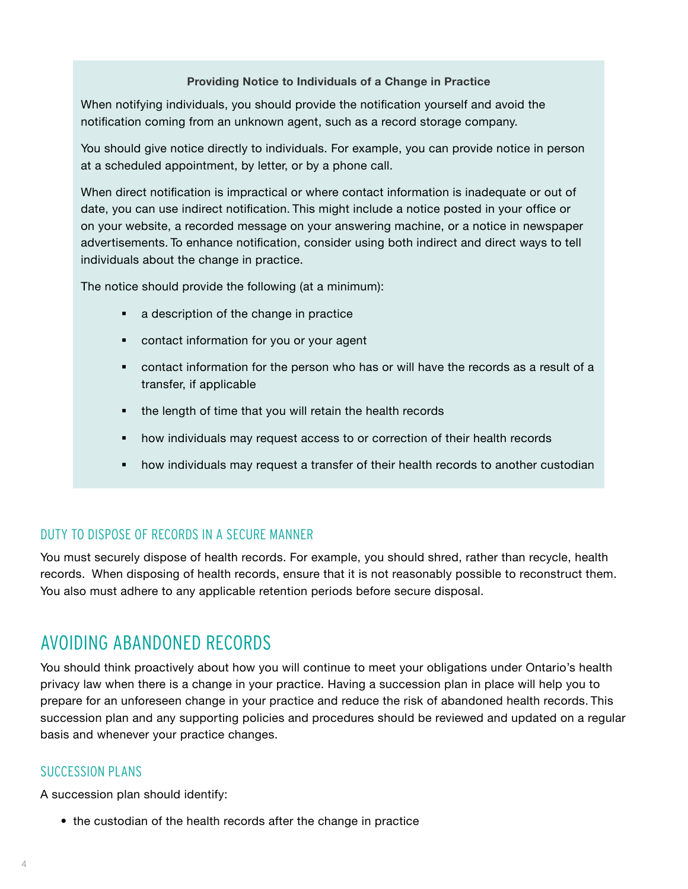**Providing Notice to Individuals of a Change in Practice**

When notifying individuals, you should provide the notification yourself and avoid the notification coming from an unknown agent, such as a record storage company.

You should give notice directly to individuals. For example, you can provide notice in person at a scheduled appointment, by letter, or by a phone call.

When direct notification is impractical or where contact information is inadequate or out of date, you can use indirect notification. This might include a notice posted in your office or on your website, a recorded message on your answering machine, or a notice in newspaper advertisements. To enhance notification, consider using both indirect and direct ways to tell individuals about the change in practice.

The notice should provide the following (at a minimum):

- a description of the change in practice
- contact information for you or your agent
- contact information for the person who has or will have the records as a result of a transfer, if applicable
- the length of time that you will retain the health records
- how individuals may request access to or correction of their health records
- how individuals may request a transfer of their health records to another custodian

### DUTY TO DISPOSE OF RECORDS IN A SECURE MANNER

You must securely dispose of health records. For example, you should shred, rather than recycle, health records. When disposing of health records, ensure that it is not reasonably possible to reconstruct them. You also must adhere to any applicable retention periods before secure disposal.

## AVOIDING ABANDONED RECORDS

You should think proactively about how you will continue to meet your obligations under Ontario's health privacy law when there is a change in your practice. Having a succession plan in place will help you to prepare for an unforeseen change in your practice and reduce the risk of abandoned health records. This succession plan and any supporting policies and procedures should be reviewed and updated on a regular basis and whenever your practice changes.

### SUCCESSION PLANS

A succession plan should identify:

- the custodian of the health records after the change in practice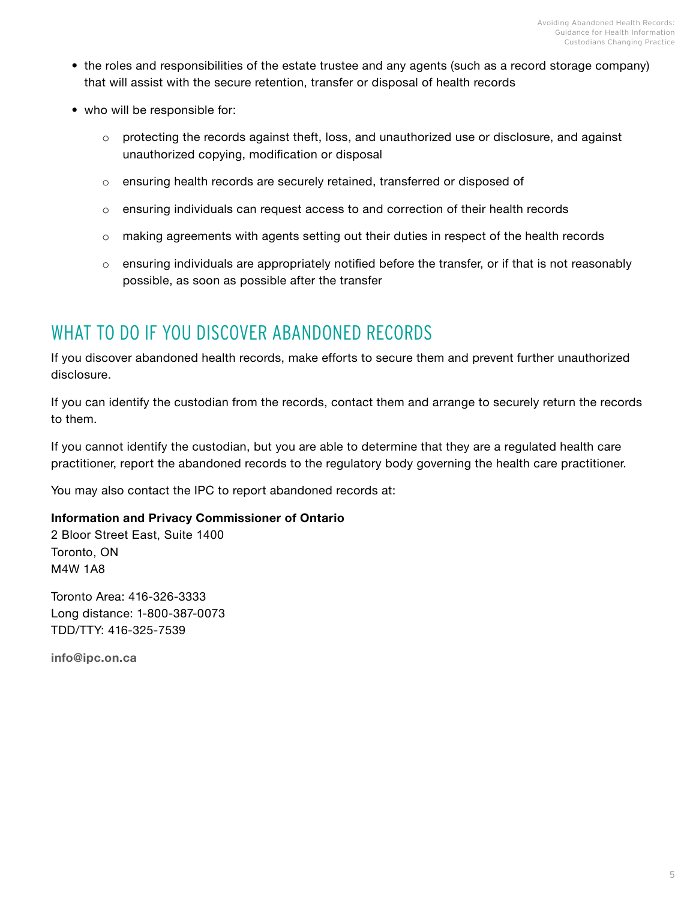- the roles and responsibilities of the estate trustee and any agents (such as a record storage company) that will assist with the secure retention, transfer or disposal of health records
- who will be responsible for:
    - protecting the records against theft, loss, and unauthorized use or disclosure, and against unauthorized copying, modification or disposal
    - ensuring health records are securely retained, transferred or disposed of
    - ensuring individuals can request access to and correction of their health records
    - making agreements with agents setting out their duties in respect of the health records
    - ensuring individuals are appropriately notified before the transfer, or if that is not reasonably possible, as soon as possible after the transfer

## WHAT TO DO IF YOU DISCOVER ABANDONED RECORDS

If you discover abandoned health records, make efforts to secure them and prevent further unauthorized disclosure.

If you can identify the custodian from the records, contact them and arrange to securely return the records to them.

If you cannot identify the custodian, but you are able to determine that they are a regulated health care practitioner, report the abandoned records to the regulatory body governing the health care practitioner.

You may also contact the IPC to report abandoned records at:

**Information and Privacy Commissioner of Ontario**
2 Bloor Street East, Suite 1400
Toronto, ON
M4W 1A8

Toronto Area: 416-326-3333
Long distance: 1-800-387-0073
TDD/TTY: 416-325-7539

**info@ipc.on.ca**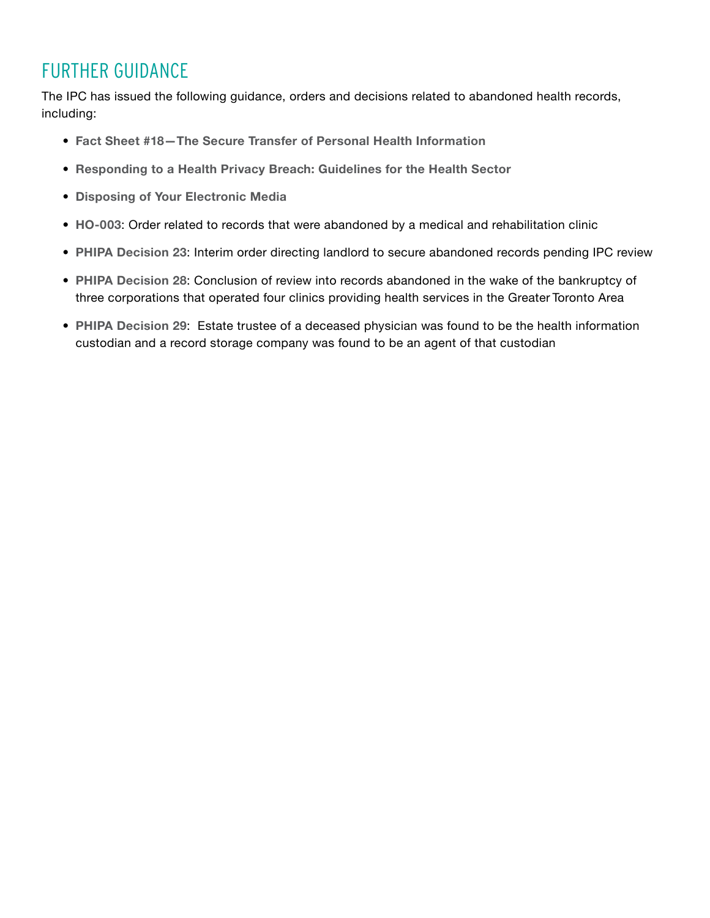## FURTHER GUIDANCE

The IPC has issued the following guidance, orders and decisions related to abandoned health records, including:

- **Fact Sheet #18—The Secure Transfer of Personal Health Information**
- **Responding to a Health Privacy Breach: Guidelines for the Health Sector**
- **Disposing of Your Electronic Media**
- **HO-003**: Order related to records that were abandoned by a medical and rehabilitation clinic
- **PHIPA Decision 23**: Interim order directing landlord to secure abandoned records pending IPC review
- **PHIPA Decision 28**: Conclusion of review into records abandoned in the wake of the bankruptcy of three corporations that operated four clinics providing health services in the Greater Toronto Area
- **PHIPA Decision 29**: Estate trustee of a deceased physician was found to be the health information custodian and a record storage company was found to be an agent of that custodian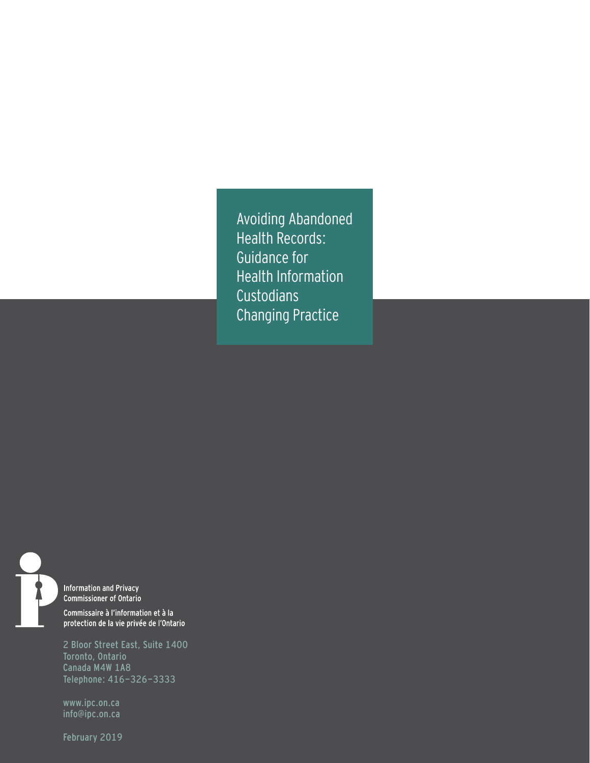Avoiding Abandoned Health Records: Guidance for Health Information Custodians Changing Practice

Information and Privacy Commissioner of Ontario

Commissaire à l'information et à la protection de la vie privée de l'Ontario

2 Bloor Street East, Suite 1400
Toronto, Ontario
Canada M4W 1A8
Telephone: 416-326-3333

www.ipc.on.ca
info@ipc.on.ca

February 2019